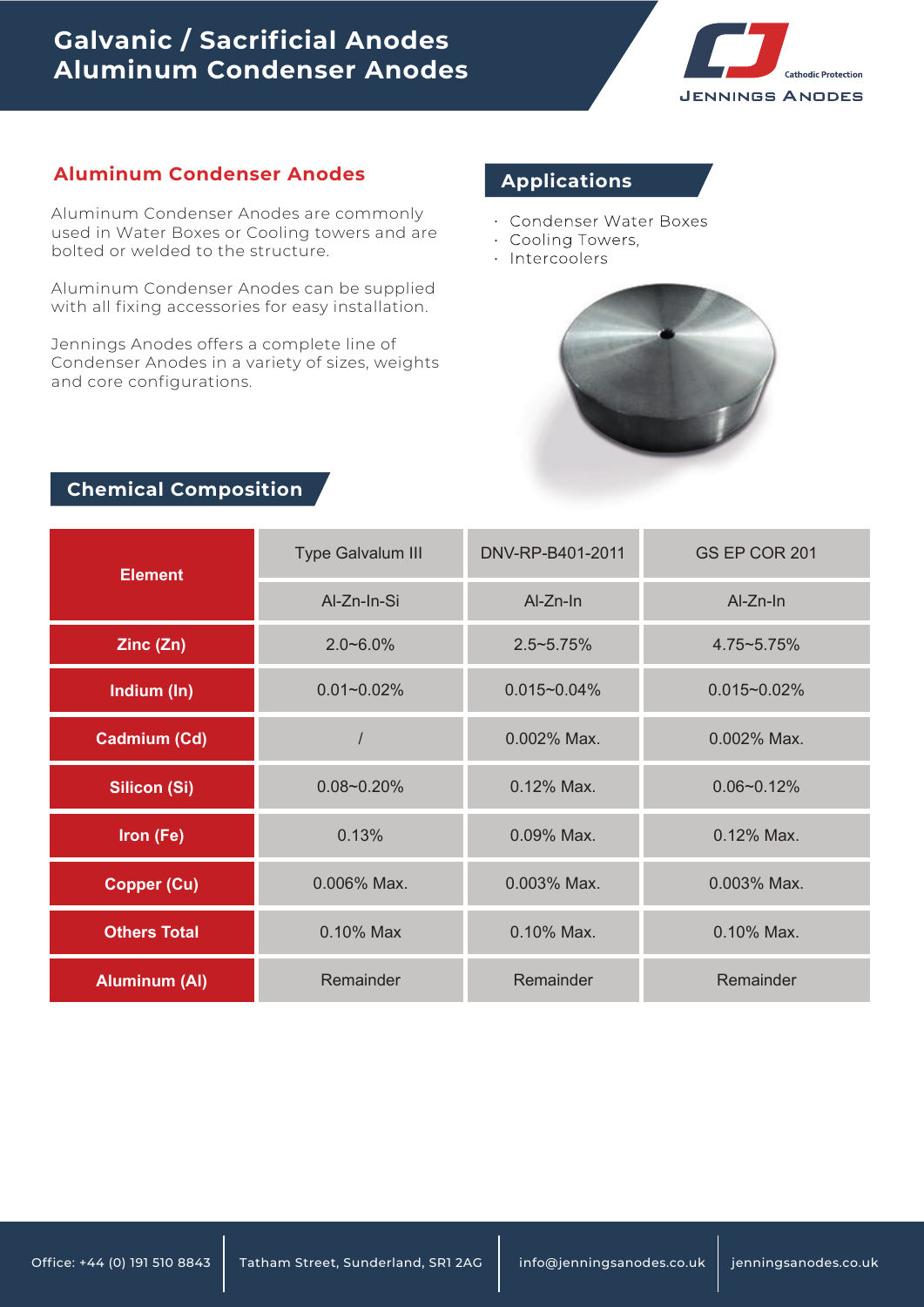# Galvanic / Sacrificial Anodes
# Aluminum Condenser Anodes

Cathodic Protection
JENNINGS ANODES

## Aluminum Condenser Anodes

Aluminum Condenser Anodes are commonly used in Water Boxes or Cooling towers and are bolted or welded to the structure.

Aluminum Condenser Anodes can be supplied with all fixing accessories for easy installation.

Jennings Anodes offers a complete line of Condenser Anodes in a variety of sizes, weights and core configurations.

## Applications

- Condenser Water Boxes
- Cooling Towers,
- Intercoolers

## Chemical Composition

| Element | Type Galvalum III | DNV-RP-B401-2011 | GS EP COR 201 |
|---|---|---|---|
| | Al-Zn-In-Si | Al-Zn-In | Al-Zn-In |
| Zinc (Zn) | 2.0~6.0% | 2.5~5.75% | 4.75~5.75% |
| Indium (In) | 0.01~0.02% | 0.015~0.04% | 0.015~0.02% |
| Cadmium (Cd) | / | 0.002% Max. | 0.002% Max. |
| Silicon (Si) | 0.08~0.20% | 0.12% Max. | 0.06~0.12% |
| Iron (Fe) | 0.13% | 0.09% Max. | 0.12% Max. |
| Copper (Cu) | 0.006% Max. | 0.003% Max. | 0.003% Max. |
| Others Total | 0.10% Max | 0.10% Max. | 0.10% Max. |
| Aluminum (Al) | Remainder | Remainder | Remainder |

Office: +44 (0) 191 510 8843 | Tatham Street, Sunderland, SR1 2AG | info@jenningsanodes.co.uk | jenningsanodes.co.uk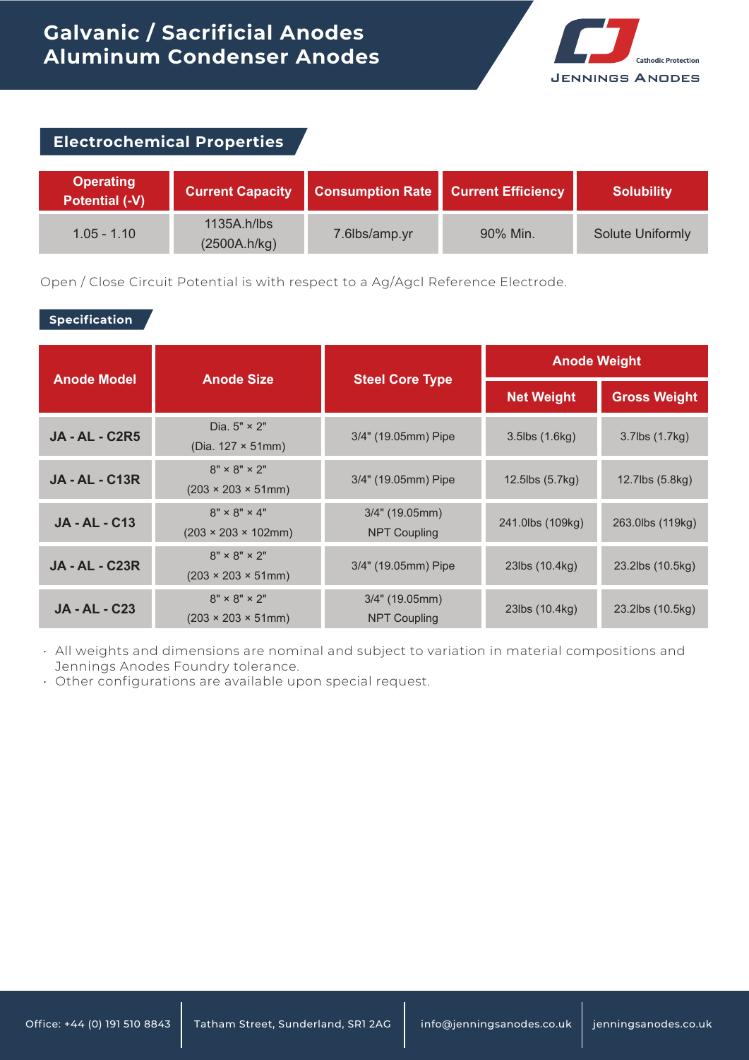# Galvanic / Sacrificial Anodes
# Aluminum Condenser Anodes

## Electrochemical Properties

| Operating Potential (-V) | Current Capacity | Consumption Rate | Current Efficiency | Solubility |
|---|---|---|---|---|
| 1.05 - 1.10 | 1135A.h/lbs (2500A.h/kg) | 7.6lbs/amp.yr | 90% Min. | Solute Uniformly |

Open / Close Circuit Potential is with respect to a Ag/Agcl Reference Electrode.

## Specification

| Anode Model | Anode Size | Steel Core Type | Anode Weight | |
|---|---|---|---|---|
| | | | Net Weight | Gross Weight |
| JA - AL - C2R5 | Dia. 5" × 2" (Dia. 127 × 51mm) | 3/4" (19.05mm) Pipe | 3.5lbs (1.6kg) | 3.7lbs (1.7kg) |
| JA - AL - C13R | 8" × 8" × 2" (203 × 203 × 51mm) | 3/4" (19.05mm) Pipe | 12.5lbs (5.7kg) | 12.7lbs (5.8kg) |
| JA - AL - C13 | 8" × 8" × 4" (203 × 203 × 102mm) | 3/4" (19.05mm) NPT Coupling | 241.0lbs (109kg) | 263.0lbs (119kg) |
| JA - AL - C23R | 8" × 8" × 2" (203 × 203 × 51mm) | 3/4" (19.05mm) Pipe | 23lbs (10.4kg) | 23.2lbs (10.5kg) |
| JA - AL - C23 | 8" × 8" × 2" (203 × 203 × 51mm) | 3/4" (19.05mm) NPT Coupling | 23lbs (10.4kg) | 23.2lbs (10.5kg) |

- All weights and dimensions are nominal and subject to variation in material compositions and Jennings Anodes Foundry tolerance.
- Other configurations are available upon special request.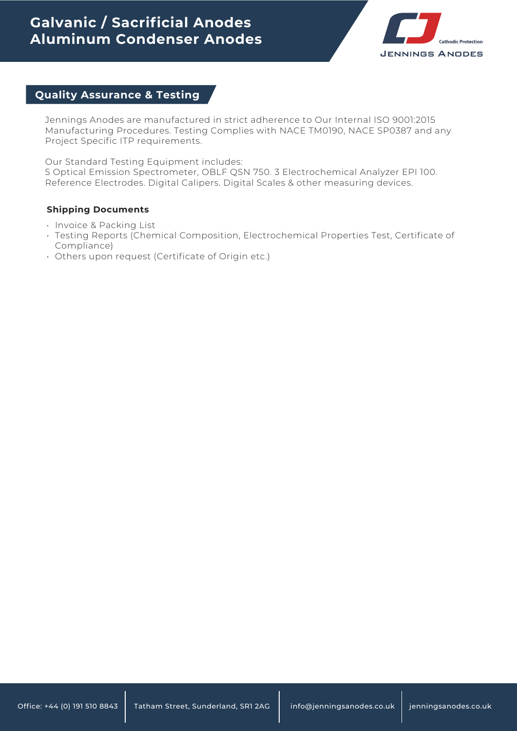## Quality Assurance & Testing

Jennings Anodes are manufactured in strict adherence to Our Internal ISO 9001:2015 Manufacturing Procedures. Testing Complies with NACE TM0190, NACE SP0387 and any Project Specific ITP requirements.

Our Standard Testing Equipment includes:
5 Optical Emission Spectrometer, OBLF QSN 750. 3 Electrochemical Analyzer EPI 100. Reference Electrodes. Digital Calipers. Digital Scales & other measuring devices.

**Shipping Documents**

- Invoice & Packing List
- Testing Reports (Chemical Composition, Electrochemical Properties Test, Certificate of Compliance)
- Others upon request (Certificate of Origin etc.)